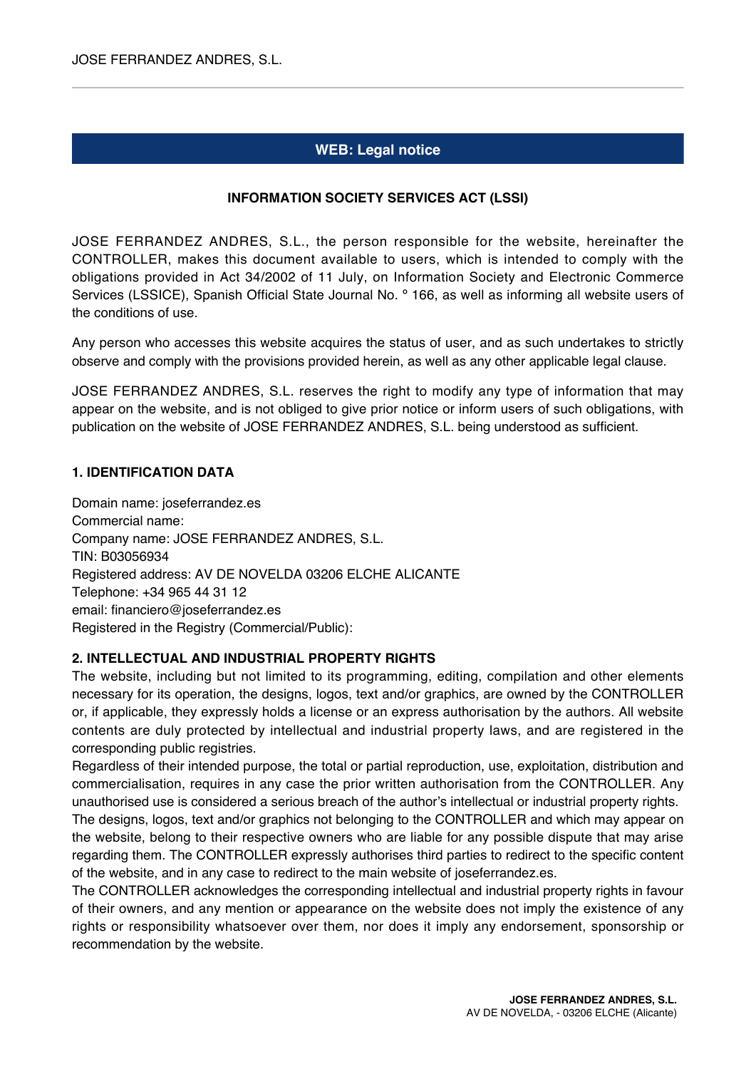# WEB: Legal notice

## INFORMATION SOCIETY SERVICES ACT (LSSI)

JOSE FERRANDEZ ANDRES, S.L., the person responsible for the website, hereinafter the CONTROLLER, makes this document available to users, which is intended to comply with the obligations provided in Act 34/2002 of 11 July, on Information Society and Electronic Commerce Services (LSSICE), Spanish Official State Journal No. º 166, as well as informing all website users of the conditions of use.

Any person who accesses this website acquires the status of user, and as such undertakes to strictly observe and comply with the provisions provided herein, as well as any other applicable legal clause.

JOSE FERRANDEZ ANDRES, S.L. reserves the right to modify any type of information that may appear on the website, and is not obliged to give prior notice or inform users of such obligations, with publication on the website of JOSE FERRANDEZ ANDRES, S.L. being understood as sufficient.

### 1. IDENTIFICATION DATA

Domain name: joseferrandez.es
Commercial name:
Company name: JOSE FERRANDEZ ANDRES, S.L.
TIN: B03056934
Registered address: AV DE NOVELDA 03206 ELCHE ALICANTE
Telephone: +34 965 44 31 12
email: financiero@joseferrandez.es
Registered in the Registry (Commercial/Public):

### 2. INTELLECTUAL AND INDUSTRIAL PROPERTY RIGHTS

The website, including but not limited to its programming, editing, compilation and other elements necessary for its operation, the designs, logos, text and/or graphics, are owned by the CONTROLLER or, if applicable, they expressly holds a license or an express authorisation by the authors. All website contents are duly protected by intellectual and industrial property laws, and are registered in the corresponding public registries.

Regardless of their intended purpose, the total or partial reproduction, use, exploitation, distribution and commercialisation, requires in any case the prior written authorisation from the CONTROLLER. Any unauthorised use is considered a serious breach of the author's intellectual or industrial property rights.

The designs, logos, text and/or graphics not belonging to the CONTROLLER and which may appear on the website, belong to their respective owners who are liable for any possible dispute that may arise regarding them. The CONTROLLER expressly authorises third parties to redirect to the specific content of the website, and in any case to redirect to the main website of joseferrandez.es.

The CONTROLLER acknowledges the corresponding intellectual and industrial property rights in favour of their owners, and any mention or appearance on the website does not imply the existence of any rights or responsibility whatsoever over them, nor does it imply any endorsement, sponsorship or recommendation by the website.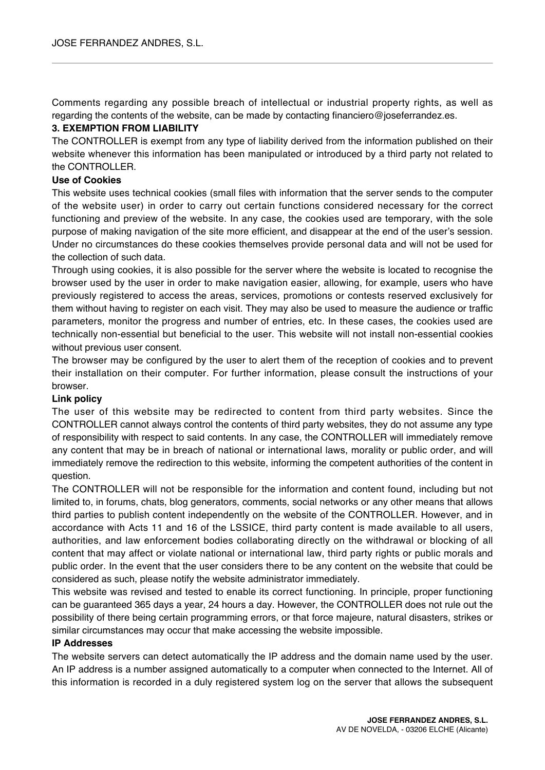Comments regarding any possible breach of intellectual or industrial property rights, as well as regarding the contents of the website, can be made by contacting financiero@joseferrandez.es.

### 3. EXEMPTION FROM LIABILITY

The CONTROLLER is exempt from any type of liability derived from the information published on their website whenever this information has been manipulated or introduced by a third party not related to the CONTROLLER.

**Use of Cookies**

This website uses technical cookies (small files with information that the server sends to the computer of the website user) in order to carry out certain functions considered necessary for the correct functioning and preview of the website. In any case, the cookies used are temporary, with the sole purpose of making navigation of the site more efficient, and disappear at the end of the user's session. Under no circumstances do these cookies themselves provide personal data and will not be used for the collection of such data.

Through using cookies, it is also possible for the server where the website is located to recognise the browser used by the user in order to make navigation easier, allowing, for example, users who have previously registered to access the areas, services, promotions or contests reserved exclusively for them without having to register on each visit. They may also be used to measure the audience or traffic parameters, monitor the progress and number of entries, etc. In these cases, the cookies used are technically non-essential but beneficial to the user. This website will not install non-essential cookies without previous user consent.

The browser may be configured by the user to alert them of the reception of cookies and to prevent their installation on their computer. For further information, please consult the instructions of your browser.

**Link policy**

The user of this website may be redirected to content from third party websites. Since the CONTROLLER cannot always control the contents of third party websites, they do not assume any type of responsibility with respect to said contents. In any case, the CONTROLLER will immediately remove any content that may be in breach of national or international laws, morality or public order, and will immediately remove the redirection to this website, informing the competent authorities of the content in question.

The CONTROLLER will not be responsible for the information and content found, including but not limited to, in forums, chats, blog generators, comments, social networks or any other means that allows third parties to publish content independently on the website of the CONTROLLER. However, and in accordance with Acts 11 and 16 of the LSSICE, third party content is made available to all users, authorities, and law enforcement bodies collaborating directly on the withdrawal or blocking of all content that may affect or violate national or international law, third party rights or public morals and public order. In the event that the user considers there to be any content on the website that could be considered as such, please notify the website administrator immediately.

This website was revised and tested to enable its correct functioning. In principle, proper functioning can be guaranteed 365 days a year, 24 hours a day. However, the CONTROLLER does not rule out the possibility of there being certain programming errors, or that force majeure, natural disasters, strikes or similar circumstances may occur that make accessing the website impossible.

**IP Addresses**

The website servers can detect automatically the IP address and the domain name used by the user. An IP address is a number assigned automatically to a computer when connected to the Internet. All of this information is recorded in a duly registered system log on the server that allows the subsequent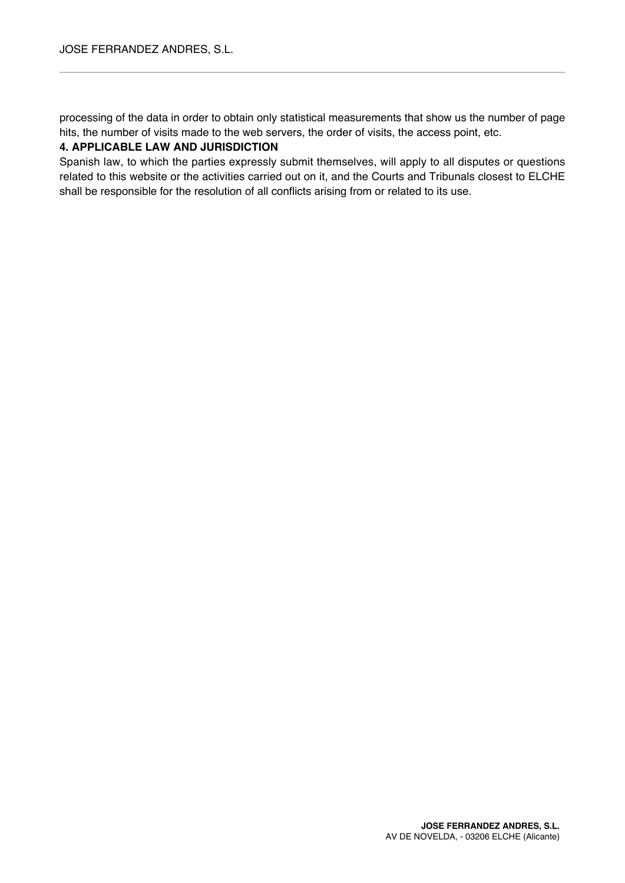processing of the data in order to obtain only statistical measurements that show us the number of page hits, the number of visits made to the web servers, the order of visits, the access point, etc.

**4. APPLICABLE LAW AND JURISDICTION**

Spanish law, to which the parties expressly submit themselves, will apply to all disputes or questions related to this website or the activities carried out on it, and the Courts and Tribunals closest to ELCHE shall be responsible for the resolution of all conflicts arising from or related to its use.